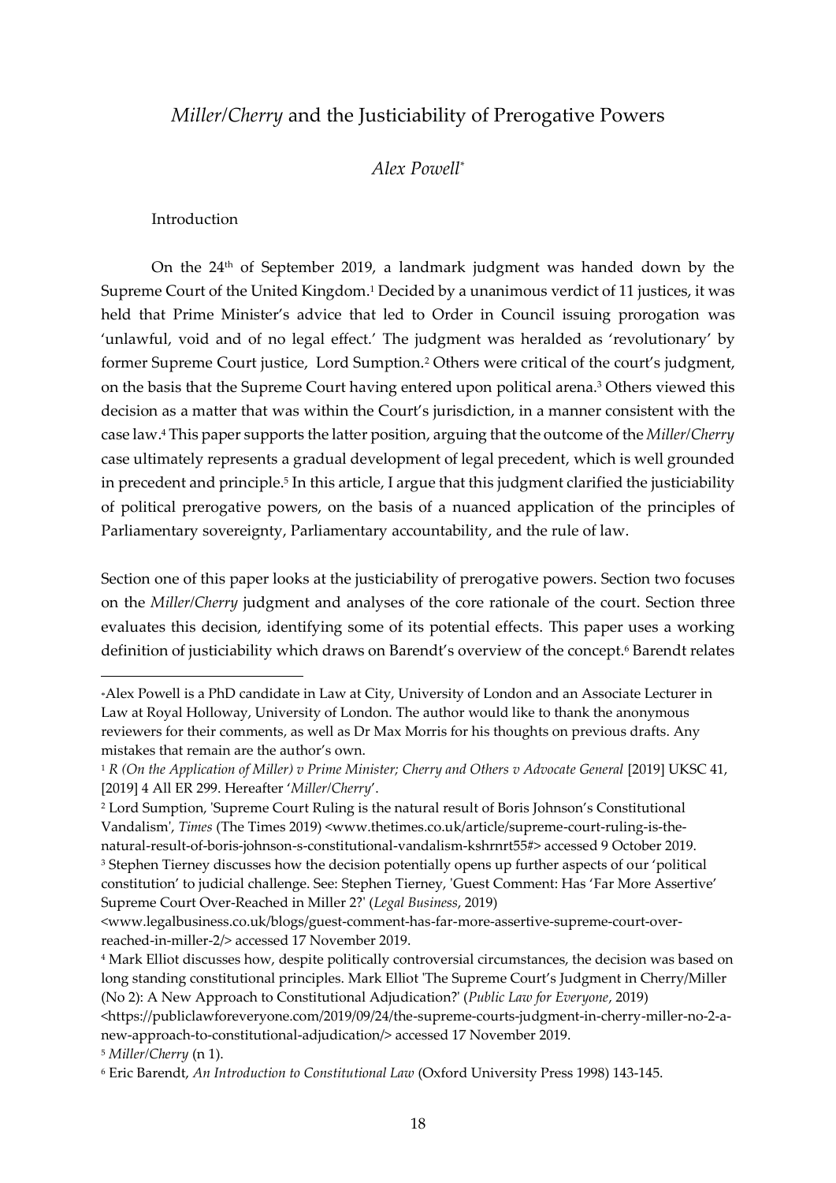# *Miller/Cherry* and the Justiciability of Prerogative Powers

*Alex Powell*[*]

## Introduction

On the 24th of September 2019, a landmark judgment was handed down by the Supreme Court of the United Kingdom.[1] Decided by a unanimous verdict of 11 justices, it was held that Prime Minister's advice that led to Order in Council issuing prorogation was 'unlawful, void and of no legal effect.' The judgment was heralded as 'revolutionary' by former Supreme Court justice, Lord Sumption.[2] Others were critical of the court's judgment, on the basis that the Supreme Court having entered upon political arena.[3] Others viewed this decision as a matter that was within the Court's jurisdiction, in a manner consistent with the case law.[4] This paper supports the latter position, arguing that the outcome of the *Miller/Cherry* case ultimately represents a gradual development of legal precedent, which is well grounded in precedent and principle.[5] In this article, I argue that this judgment clarified the justiciability of political prerogative powers, on the basis of a nuanced application of the principles of Parliamentary sovereignty, Parliamentary accountability, and the rule of law.

Section one of this paper looks at the justiciability of prerogative powers. Section two focuses on the *Miller/Cherry* judgment and analyses of the core rationale of the court. Section three evaluates this decision, identifying some of its potential effects. This paper uses a working definition of justiciability which draws on Barendt's overview of the concept.[6] Barendt relates

---

[*] Alex Powell is a PhD candidate in Law at City, University of London and an Associate Lecturer in Law at Royal Holloway, University of London. The author would like to thank the anonymous reviewers for their comments, as well as Dr Max Morris for his thoughts on previous drafts. Any mistakes that remain are the author's own.

[1] *R (On the Application of Miller) v Prime Minister; Cherry and Others v Advocate General* [2019] UKSC 41, [2019] 4 All ER 299. Hereafter '*Miller/Cherry*'.

[2] Lord Sumption, 'Supreme Court Ruling is the natural result of Boris Johnson's Constitutional Vandalism', *Times* (The Times 2019) <www.thetimes.co.uk/article/supreme-court-ruling-is-the-natural-result-of-boris-johnson-s-constitutional-vandalism-kshrnrt55#> accessed 9 October 2019.

[3] Stephen Tierney discusses how the decision potentially opens up further aspects of our 'political constitution' to judicial challenge. See: Stephen Tierney, 'Guest Comment: Has 'Far More Assertive' Supreme Court Over-Reached in Miller 2?' (*Legal Business*, 2019) <www.legalbusiness.co.uk/blogs/guest-comment-has-far-more-assertive-supreme-court-over-reached-in-miller-2/> accessed 17 November 2019.

[4] Mark Elliot discusses how, despite politically controversial circumstances, the decision was based on long standing constitutional principles. Mark Elliot 'The Supreme Court's Judgment in Cherry/Miller (No 2): A New Approach to Constitutional Adjudication?' (*Public Law for Everyone*, 2019) <https://publiclawforeveryone.com/2019/09/24/the-supreme-courts-judgment-in-cherry-miller-no-2-a-new-approach-to-constitutional-adjudication/> accessed 17 November 2019.

[5] *Miller/Cherry* (n 1).

[6] Eric Barendt, *An Introduction to Constitutional Law* (Oxford University Press 1998) 143-145.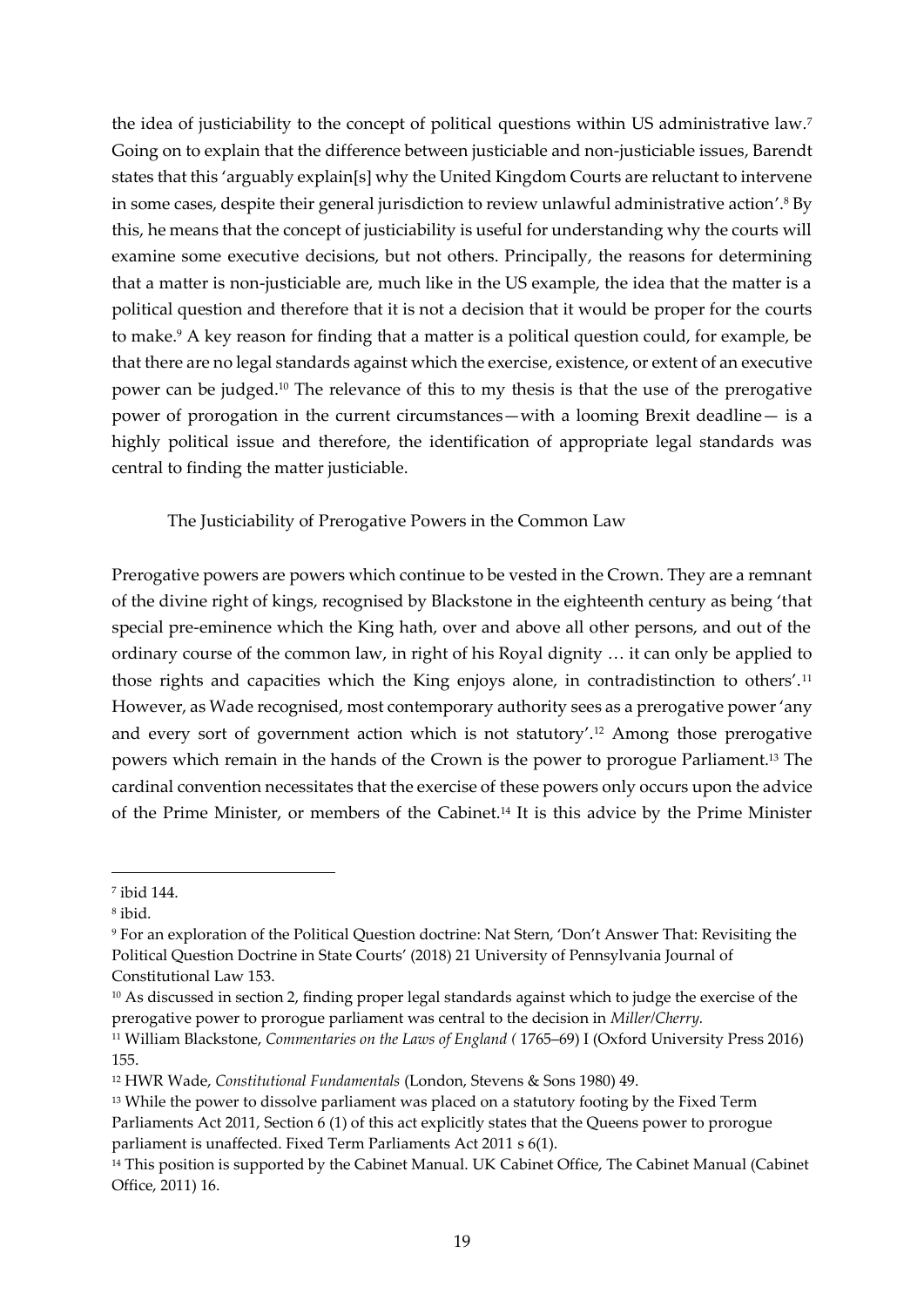the idea of justiciability to the concept of political questions within US administrative law.[7] Going on to explain that the difference between justiciable and non-justiciable issues, Barendt states that this 'arguably explain[s] why the United Kingdom Courts are reluctant to intervene in some cases, despite their general jurisdiction to review unlawful administrative action'.[8] By this, he means that the concept of justiciability is useful for understanding why the courts will examine some executive decisions, but not others. Principally, the reasons for determining that a matter is non-justiciable are, much like in the US example, the idea that the matter is a political question and therefore that it is not a decision that it would be proper for the courts to make.[9] A key reason for finding that a matter is a political question could, for example, be that there are no legal standards against which the exercise, existence, or extent of an executive power can be judged.[10] The relevance of this to my thesis is that the use of the prerogative power of prorogation in the current circumstances—with a looming Brexit deadline— is a highly political issue and therefore, the identification of appropriate legal standards was central to finding the matter justiciable.

### The Justiciability of Prerogative Powers in the Common Law

Prerogative powers are powers which continue to be vested in the Crown. They are a remnant of the divine right of kings, recognised by Blackstone in the eighteenth century as being 'that special pre-eminence which the King hath, over and above all other persons, and out of the ordinary course of the common law, in right of his Royal dignity … it can only be applied to those rights and capacities which the King enjoys alone, in contradistinction to others'.[11] However, as Wade recognised, most contemporary authority sees as a prerogative power 'any and every sort of government action which is not statutory'.[12] Among those prerogative powers which remain in the hands of the Crown is the power to prorogue Parliament.[13] The cardinal convention necessitates that the exercise of these powers only occurs upon the advice of the Prime Minister, or members of the Cabinet.[14] It is this advice by the Prime Minister

---

[7] ibid 144.

[8] ibid.

[9] For an exploration of the Political Question doctrine: Nat Stern, 'Don't Answer That: Revisiting the Political Question Doctrine in State Courts' (2018) 21 University of Pennsylvania Journal of Constitutional Law 153.

[10] As discussed in section 2, finding proper legal standards against which to judge the exercise of the prerogative power to prorogue parliament was central to the decision in *Miller/Cherry.*

[11] William Blackstone, *Commentaries on the Laws of England (* 1765–69) I (Oxford University Press 2016) 155.

[12] HWR Wade, *Constitutional Fundamentals* (London, Stevens & Sons 1980) 49.

[13] While the power to dissolve parliament was placed on a statutory footing by the Fixed Term Parliaments Act 2011, Section 6 (1) of this act explicitly states that the Queens power to prorogue parliament is unaffected. Fixed Term Parliaments Act 2011 s 6(1).

[14] This position is supported by the Cabinet Manual. UK Cabinet Office, The Cabinet Manual (Cabinet Office, 2011) 16.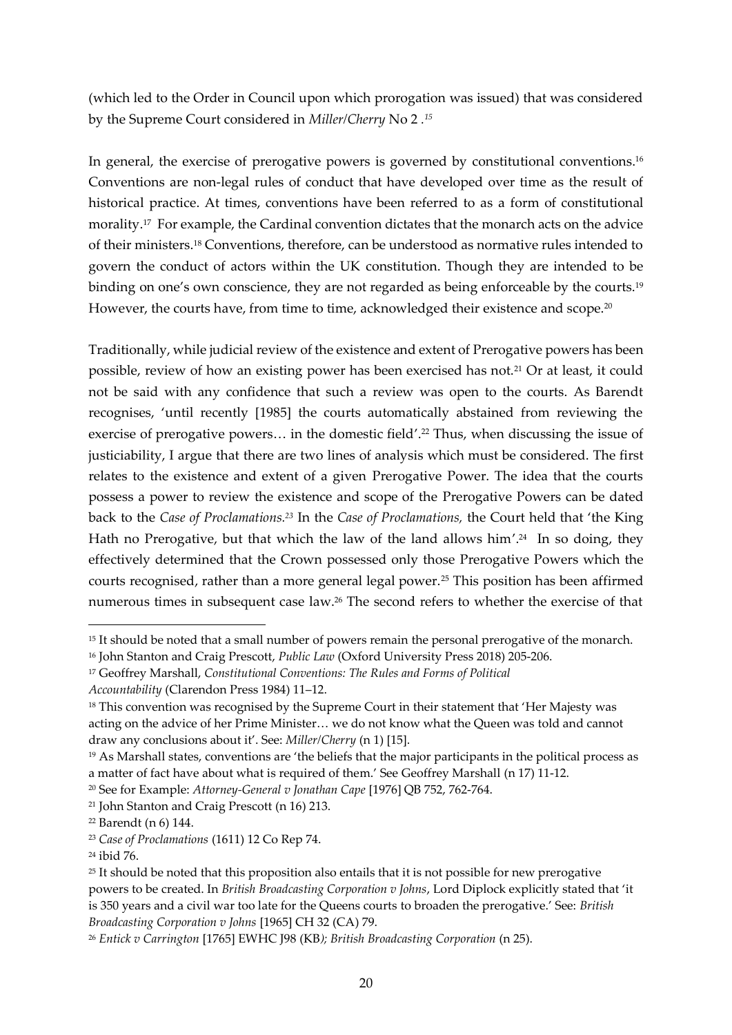(which led to the Order in Council upon which prorogation was issued) that was considered by the Supreme Court considered in *Miller/Cherry* No 2 .[15]

In general, the exercise of prerogative powers is governed by constitutional conventions.[16] Conventions are non-legal rules of conduct that have developed over time as the result of historical practice. At times, conventions have been referred to as a form of constitutional morality.[17] For example, the Cardinal convention dictates that the monarch acts on the advice of their ministers.[18] Conventions, therefore, can be understood as normative rules intended to govern the conduct of actors within the UK constitution. Though they are intended to be binding on one's own conscience, they are not regarded as being enforceable by the courts.[19] However, the courts have, from time to time, acknowledged their existence and scope.[20]

Traditionally, while judicial review of the existence and extent of Prerogative powers has been possible, review of how an existing power has been exercised has not.[21] Or at least, it could not be said with any confidence that such a review was open to the courts. As Barendt recognises, 'until recently [1985] the courts automatically abstained from reviewing the exercise of prerogative powers… in the domestic field'.[22] Thus, when discussing the issue of justiciability, I argue that there are two lines of analysis which must be considered. The first relates to the existence and extent of a given Prerogative Power. The idea that the courts possess a power to review the existence and scope of the Prerogative Powers can be dated back to the *Case of Proclamations*.[23] In the *Case of Proclamations,* the Court held that 'the King Hath no Prerogative, but that which the law of the land allows him'.[24] In so doing, they effectively determined that the Crown possessed only those Prerogative Powers which the courts recognised, rather than a more general legal power.[25] This position has been affirmed numerous times in subsequent case law.[26] The second refers to whether the exercise of that

---

[15] It should be noted that a small number of powers remain the personal prerogative of the monarch.

[16] John Stanton and Craig Prescott, *Public Law* (Oxford University Press 2018) 205-206.

[17] Geoffrey Marshall, *Constitutional Conventions: The Rules and Forms of Political Accountability* (Clarendon Press 1984) 11–12.

[18] This convention was recognised by the Supreme Court in their statement that 'Her Majesty was acting on the advice of her Prime Minister… we do not know what the Queen was told and cannot draw any conclusions about it'. See: *Miller/Cherry* (n 1) [15].

[19] As Marshall states, conventions are 'the beliefs that the major participants in the political process as a matter of fact have about what is required of them.' See Geoffrey Marshall (n 17) 11-12.

[20] See for Example: *Attorney-General v Jonathan Cape* [1976] QB 752, 762-764.

[21] John Stanton and Craig Prescott (n 16) 213.

[22] Barendt (n 6) 144.

[23] *Case of Proclamations* (1611) 12 Co Rep 74.

[24] ibid 76.

[25] It should be noted that this proposition also entails that it is not possible for new prerogative powers to be created. In *British Broadcasting Corporation v Johns*, Lord Diplock explicitly stated that 'it is 350 years and a civil war too late for the Queens courts to broaden the prerogative.' See: *British Broadcasting Corporation v Johns* [1965] CH 32 (CA) 79.

[26] *Entick v Carrington* [1765] EWHC J98 (KB*); British Broadcasting Corporation* (n 25).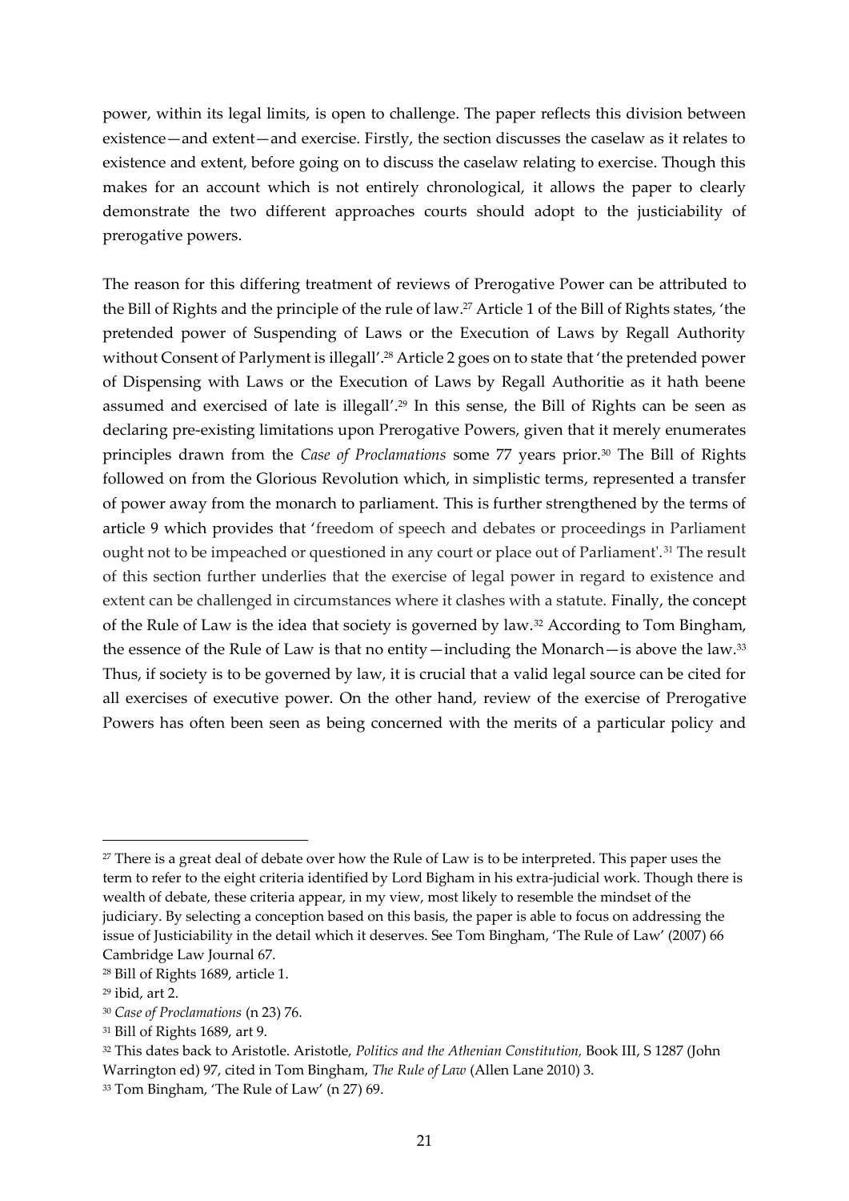power, within its legal limits, is open to challenge. The paper reflects this division between existence—and extent—and exercise. Firstly, the section discusses the caselaw as it relates to existence and extent, before going on to discuss the caselaw relating to exercise. Though this makes for an account which is not entirely chronological, it allows the paper to clearly demonstrate the two different approaches courts should adopt to the justiciability of prerogative powers.

The reason for this differing treatment of reviews of Prerogative Power can be attributed to the Bill of Rights and the principle of the rule of law.[27] Article 1 of the Bill of Rights states, 'the pretended power of Suspending of Laws or the Execution of Laws by Regall Authority without Consent of Parlyment is illegall'.[28] Article 2 goes on to state that 'the pretended power of Dispensing with Laws or the Execution of Laws by Regall Authoritie as it hath beene assumed and exercised of late is illegall'.[29] In this sense, the Bill of Rights can be seen as declaring pre-existing limitations upon Prerogative Powers, given that it merely enumerates principles drawn from the *Case of Proclamations* some 77 years prior.[30] The Bill of Rights followed on from the Glorious Revolution which, in simplistic terms, represented a transfer of power away from the monarch to parliament. This is further strengthened by the terms of article 9 which provides that 'freedom of speech and debates or proceedings in Parliament ought not to be impeached or questioned in any court or place out of Parliament'.[31] The result of this section further underlies that the exercise of legal power in regard to existence and extent can be challenged in circumstances where it clashes with a statute. Finally, the concept of the Rule of Law is the idea that society is governed by law.[32] According to Tom Bingham, the essence of the Rule of Law is that no entity—including the Monarch—is above the law.[33] Thus, if society is to be governed by law, it is crucial that a valid legal source can be cited for all exercises of executive power. On the other hand, review of the exercise of Prerogative Powers has often been seen as being concerned with the merits of a particular policy and

---

[27] There is a great deal of debate over how the Rule of Law is to be interpreted. This paper uses the term to refer to the eight criteria identified by Lord Bigham in his extra-judicial work. Though there is wealth of debate, these criteria appear, in my view, most likely to resemble the mindset of the judiciary. By selecting a conception based on this basis, the paper is able to focus on addressing the issue of Justiciability in the detail which it deserves. See Tom Bingham, 'The Rule of Law' (2007) 66 Cambridge Law Journal 67.

[28] Bill of Rights 1689, article 1.

[29] ibid, art 2.

[30] *Case of Proclamations* (n 23) 76.

[31] Bill of Rights 1689, art 9.

[32] This dates back to Aristotle. Aristotle, *Politics and the Athenian Constitution,* Book III, S 1287 (John Warrington ed) 97, cited in Tom Bingham, *The Rule of Law* (Allen Lane 2010) 3.

[33] Tom Bingham, 'The Rule of Law' (n 27) 69.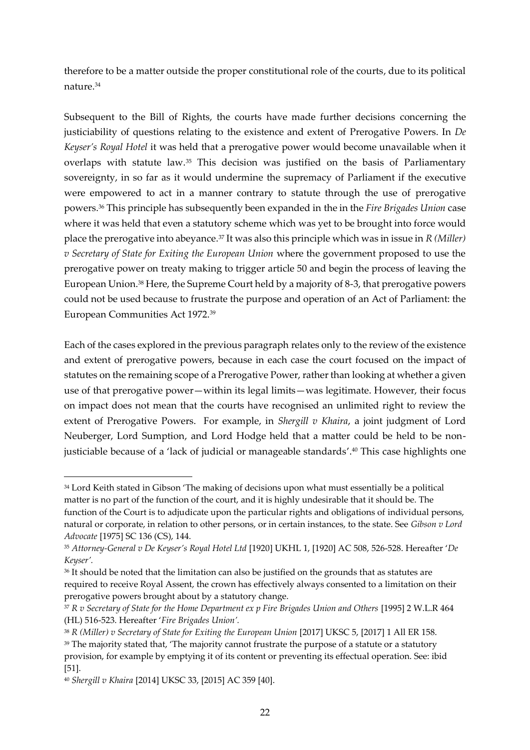therefore to be a matter outside the proper constitutional role of the courts, due to its political nature.[34]

Subsequent to the Bill of Rights, the courts have made further decisions concerning the justiciability of questions relating to the existence and extent of Prerogative Powers. In *De Keyser's Royal Hotel* it was held that a prerogative power would become unavailable when it overlaps with statute law.[35] This decision was justified on the basis of Parliamentary sovereignty, in so far as it would undermine the supremacy of Parliament if the executive were empowered to act in a manner contrary to statute through the use of prerogative powers.[36] This principle has subsequently been expanded in the in the *Fire Brigades Union* case where it was held that even a statutory scheme which was yet to be brought into force would place the prerogative into abeyance.[37] It was also this principle which was in issue in *R (Miller) v Secretary of State for Exiting the European Union* where the government proposed to use the prerogative power on treaty making to trigger article 50 and begin the process of leaving the European Union.[38] Here, the Supreme Court held by a majority of 8-3, that prerogative powers could not be used because to frustrate the purpose and operation of an Act of Parliament: the European Communities Act 1972.[39]

Each of the cases explored in the previous paragraph relates only to the review of the existence and extent of prerogative powers, because in each case the court focused on the impact of statutes on the remaining scope of a Prerogative Power, rather than looking at whether a given use of that prerogative power—within its legal limits—was legitimate. However, their focus on impact does not mean that the courts have recognised an unlimited right to review the extent of Prerogative Powers. For example, in *Shergill v Khaira*, a joint judgment of Lord Neuberger, Lord Sumption, and Lord Hodge held that a matter could be held to be non-justiciable because of a 'lack of judicial or manageable standards'.[40] This case highlights one

---

[34] Lord Keith stated in Gibson 'The making of decisions upon what must essentially be a political matter is no part of the function of the court, and it is highly undesirable that it should be. The function of the Court is to adjudicate upon the particular rights and obligations of individual persons, natural or corporate, in relation to other persons, or in certain instances, to the state. See *Gibson v Lord Advocate* [1975] SC 136 (CS), 144.

[35] *Attorney-General v De Keyser's Royal Hotel Ltd* [1920] UKHL 1, [1920] AC 508, 526-528. Hereafter '*De Keyser'*.

[36] It should be noted that the limitation can also be justified on the grounds that as statutes are required to receive Royal Assent, the crown has effectively always consented to a limitation on their prerogative powers brought about by a statutory change.

[37] *R v Secretary of State for the Home Department ex p Fire Brigades Union and Others* [1995] 2 W.L.R 464 (HL) 516-523. Hereafter '*Fire Brigades Union'*.

[38] *R (Miller) v Secretary of State for Exiting the European Union* [2017] UKSC 5, [2017] 1 All ER 158.

[39] The majority stated that, 'The majority cannot frustrate the purpose of a statute or a statutory provision, for example by emptying it of its content or preventing its effectual operation. See: ibid [51].

[40] *Shergill v Khaira* [2014] UKSC 33, [2015] AC 359 [40].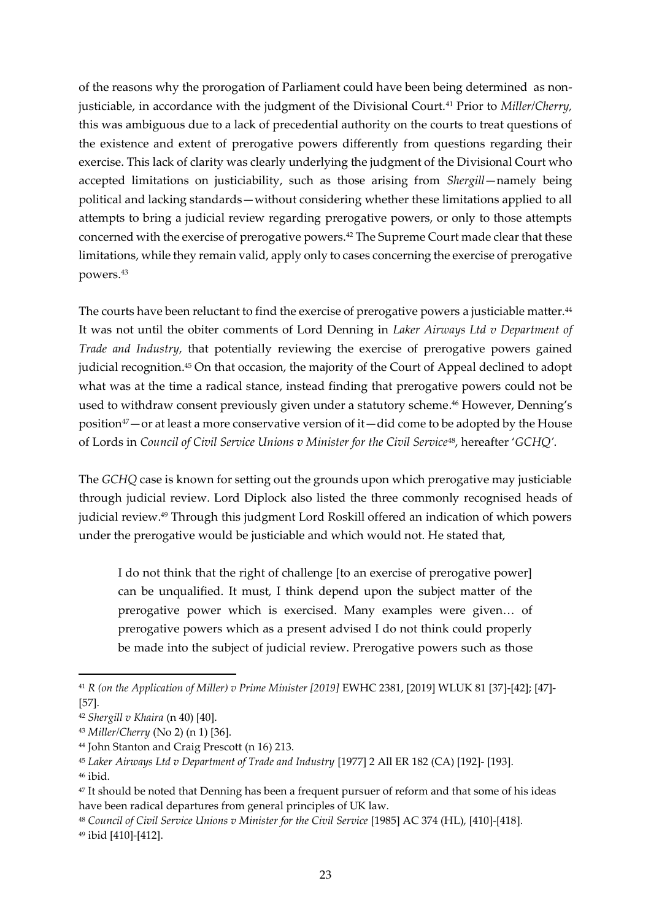of the reasons why the prorogation of Parliament could have been being determined as non-justiciable, in accordance with the judgment of the Divisional Court.[41] Prior to *Miller/Cherry,* this was ambiguous due to a lack of precedential authority on the courts to treat questions of the existence and extent of prerogative powers differently from questions regarding their exercise. This lack of clarity was clearly underlying the judgment of the Divisional Court who accepted limitations on justiciability, such as those arising from *Shergill*—namely being political and lacking standards—without considering whether these limitations applied to all attempts to bring a judicial review regarding prerogative powers, or only to those attempts concerned with the exercise of prerogative powers.[42] The Supreme Court made clear that these limitations, while they remain valid, apply only to cases concerning the exercise of prerogative powers.[43]

The courts have been reluctant to find the exercise of prerogative powers a justiciable matter.[44] It was not until the obiter comments of Lord Denning in *Laker Airways Ltd v Department of Trade and Industry,* that potentially reviewing the exercise of prerogative powers gained judicial recognition.[45] On that occasion, the majority of the Court of Appeal declined to adopt what was at the time a radical stance, instead finding that prerogative powers could not be used to withdraw consent previously given under a statutory scheme.[46] However, Denning's position[47]—or at least a more conservative version of it—did come to be adopted by the House of Lords in *Council of Civil Service Unions v Minister for the Civil Service*[48], hereafter '*GCHQ*'.

The *GCHQ* case is known for setting out the grounds upon which prerogative may justiciable through judicial review. Lord Diplock also listed the three commonly recognised heads of judicial review.[49] Through this judgment Lord Roskill offered an indication of which powers under the prerogative would be justiciable and which would not. He stated that,

> I do not think that the right of challenge [to an exercise of prerogative power] can be unqualified. It must, I think depend upon the subject matter of the prerogative power which is exercised. Many examples were given… of prerogative powers which as a present advised I do not think could properly be made into the subject of judicial review. Prerogative powers such as those

---

[41] *R (on the Application of Miller) v Prime Minister [2019]* EWHC 2381, [2019] WLUK 81 [37]-[42]; [47]-[57].

[42] *Shergill v Khaira* (n 40) [40].

[43] *Miller/Cherry* (No 2) (n 1) [36].

[44] John Stanton and Craig Prescott (n 16) 213.

[45] *Laker Airways Ltd v Department of Trade and Industry* [1977] 2 All ER 182 (CA) [192]- [193].

[46] ibid.

[47] It should be noted that Denning has been a frequent pursuer of reform and that some of his ideas have been radical departures from general principles of UK law.

[48] *Council of Civil Service Unions v Minister for the Civil Service* [1985] AC 374 (HL), [410]-[418].

[49] ibid [410]-[412].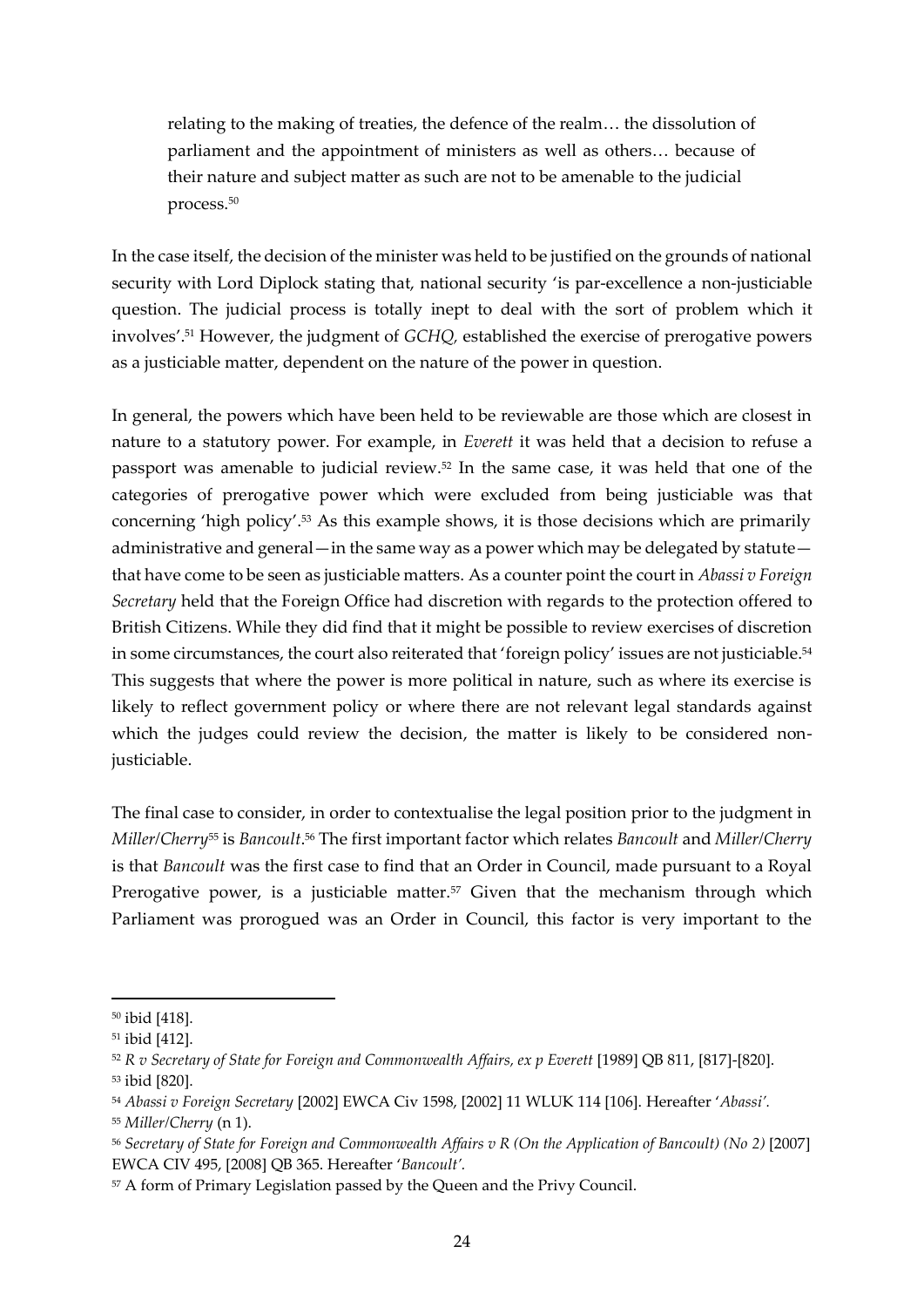> relating to the making of treaties, the defence of the realm… the dissolution of parliament and the appointment of ministers as well as others… because of their nature and subject matter as such are not to be amenable to the judicial process.[50]

In the case itself, the decision of the minister was held to be justified on the grounds of national security with Lord Diplock stating that, national security 'is par-excellence a non-justiciable question. The judicial process is totally inept to deal with the sort of problem which it involves'.[51] However, the judgment of *GCHQ,* established the exercise of prerogative powers as a justiciable matter, dependent on the nature of the power in question.

In general, the powers which have been held to be reviewable are those which are closest in nature to a statutory power. For example, in *Everett* it was held that a decision to refuse a passport was amenable to judicial review.[52] In the same case, it was held that one of the categories of prerogative power which were excluded from being justiciable was that concerning 'high policy'.[53] As this example shows, it is those decisions which are primarily administrative and general—in the same way as a power which may be delegated by statute—that have come to be seen as justiciable matters. As a counter point the court in *Abassi v Foreign Secretary* held that the Foreign Office had discretion with regards to the protection offered to British Citizens. While they did find that it might be possible to review exercises of discretion in some circumstances, the court also reiterated that 'foreign policy' issues are not justiciable.[54] This suggests that where the power is more political in nature, such as where its exercise is likely to reflect government policy or where there are not relevant legal standards against which the judges could review the decision, the matter is likely to be considered non-justiciable.

The final case to consider, in order to contextualise the legal position prior to the judgment in *Miller/Cherry*[55] is *Bancoult*.[56] The first important factor which relates *Bancoult* and *Miller/Cherry* is that *Bancoult* was the first case to find that an Order in Council, made pursuant to a Royal Prerogative power, is a justiciable matter.[57] Given that the mechanism through which Parliament was prorogued was an Order in Council, this factor is very important to the

---

[50] ibid [418].

[51] ibid [412].

[52] *R v Secretary of State for Foreign and Commonwealth Affairs, ex p Everett* [1989] QB 811, [817]-[820].

[53] ibid [820].

[54] *Abassi v Foreign Secretary* [2002] EWCA Civ 1598, [2002] 11 WLUK 114 [106]. Hereafter '*Abassi'.*

[55] *Miller/Cherry* (n 1).

[56] *Secretary of State for Foreign and Commonwealth Affairs v R (On the Application of Bancoult) (No 2)* [2007] EWCA CIV 495, [2008] QB 365. Hereafter '*Bancoult'.*

[57] A form of Primary Legislation passed by the Queen and the Privy Council.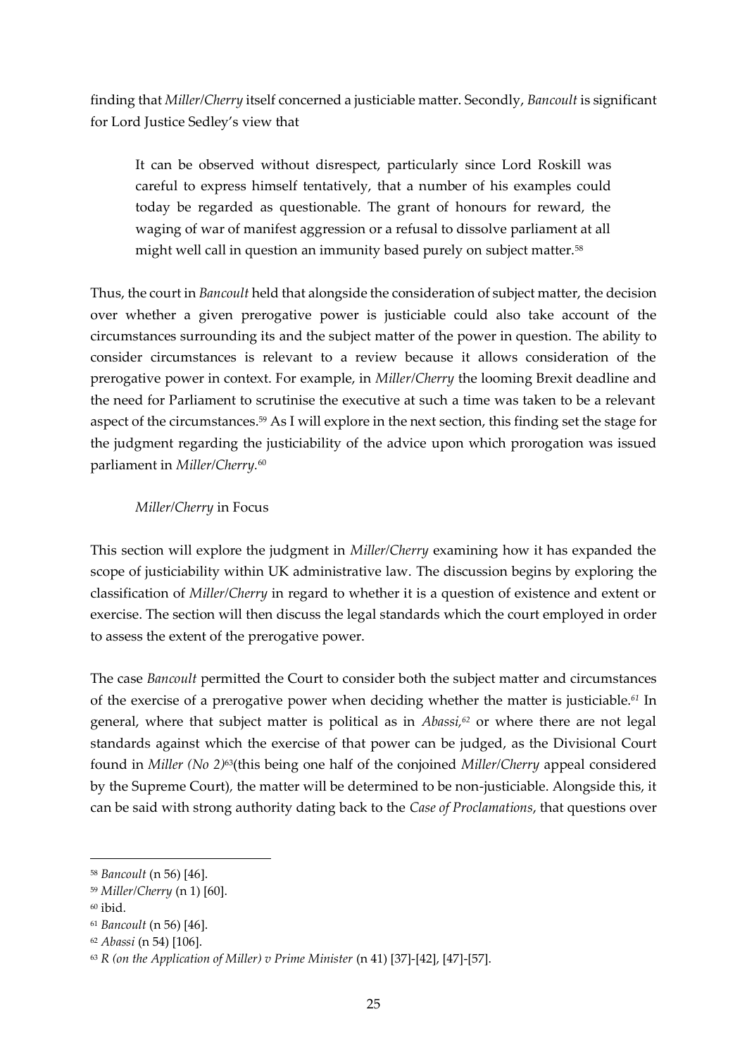finding that *Miller/Cherry* itself concerned a justiciable matter. Secondly, *Bancoult* is significant for Lord Justice Sedley's view that

> It can be observed without disrespect, particularly since Lord Roskill was careful to express himself tentatively, that a number of his examples could today be regarded as questionable. The grant of honours for reward, the waging of war of manifest aggression or a refusal to dissolve parliament at all might well call in question an immunity based purely on subject matter.[58]

Thus, the court in *Bancoult* held that alongside the consideration of subject matter, the decision over whether a given prerogative power is justiciable could also take account of the circumstances surrounding its and the subject matter of the power in question. The ability to consider circumstances is relevant to a review because it allows consideration of the prerogative power in context. For example, in *Miller/Cherry* the looming Brexit deadline and the need for Parliament to scrutinise the executive at such a time was taken to be a relevant aspect of the circumstances.[59] As I will explore in the next section, this finding set the stage for the judgment regarding the justiciability of the advice upon which prorogation was issued parliament in *Miller/Cherry*.[60]

## *Miller/Cherry* in Focus

This section will explore the judgment in *Miller/Cherry* examining how it has expanded the scope of justiciability within UK administrative law. The discussion begins by exploring the classification of *Miller/Cherry* in regard to whether it is a question of existence and extent or exercise. The section will then discuss the legal standards which the court employed in order to assess the extent of the prerogative power.

The case *Bancoult* permitted the Court to consider both the subject matter and circumstances of the exercise of a prerogative power when deciding whether the matter is justiciable.[61] In general, where that subject matter is political as in *Abassi*,[62] or where there are not legal standards against which the exercise of that power can be judged, as the Divisional Court found in *Miller (No 2)*[63](this being one half of the conjoined *Miller/Cherry* appeal considered by the Supreme Court), the matter will be determined to be non-justiciable. Alongside this, it can be said with strong authority dating back to the *Case of Proclamations*, that questions over

---

[58] *Bancoult* (n 56) [46].

[59] *Miller/Cherry* (n 1) [60].

[60] ibid.

[61] *Bancoult* (n 56) [46].

[62] *Abassi* (n 54) [106].

[63] *R (on the Application of Miller) v Prime Minister* (n 41) [37]-[42], [47]-[57].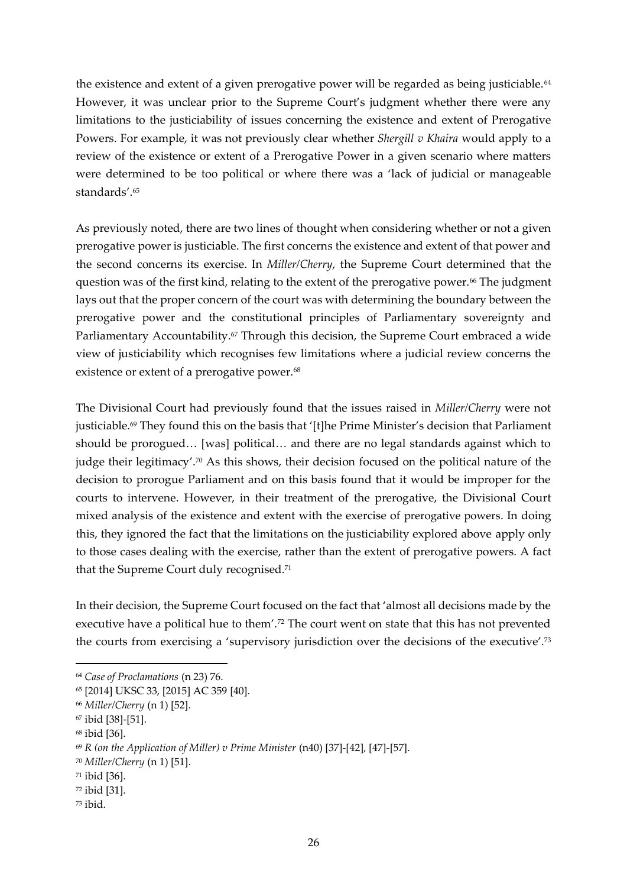the existence and extent of a given prerogative power will be regarded as being justiciable.[64] However, it was unclear prior to the Supreme Court's judgment whether there were any limitations to the justiciability of issues concerning the existence and extent of Prerogative Powers. For example, it was not previously clear whether *Shergill v Khaira* would apply to a review of the existence or extent of a Prerogative Power in a given scenario where matters were determined to be too political or where there was a 'lack of judicial or manageable standards'.[65]

As previously noted, there are two lines of thought when considering whether or not a given prerogative power is justiciable. The first concerns the existence and extent of that power and the second concerns its exercise. In *Miller/Cherry*, the Supreme Court determined that the question was of the first kind, relating to the extent of the prerogative power.[66] The judgment lays out that the proper concern of the court was with determining the boundary between the prerogative power and the constitutional principles of Parliamentary sovereignty and Parliamentary Accountability.[67] Through this decision, the Supreme Court embraced a wide view of justiciability which recognises few limitations where a judicial review concerns the existence or extent of a prerogative power.[68]

The Divisional Court had previously found that the issues raised in *Miller/Cherry* were not justiciable.[69] They found this on the basis that '[t]he Prime Minister's decision that Parliament should be prorogued… [was] political… and there are no legal standards against which to judge their legitimacy'.[70] As this shows, their decision focused on the political nature of the decision to prorogue Parliament and on this basis found that it would be improper for the courts to intervene. However, in their treatment of the prerogative, the Divisional Court mixed analysis of the existence and extent with the exercise of prerogative powers. In doing this, they ignored the fact that the limitations on the justiciability explored above apply only to those cases dealing with the exercise, rather than the extent of prerogative powers. A fact that the Supreme Court duly recognised.[71]

In their decision, the Supreme Court focused on the fact that 'almost all decisions made by the executive have a political hue to them'.[72] The court went on state that this has not prevented the courts from exercising a 'supervisory jurisdiction over the decisions of the executive'.[73]

---

[64] *Case of Proclamations* (n 23) 76.

[65] [2014] UKSC 33, [2015] AC 359 [40].

[66] *Miller/Cherry* (n 1) [52].

[67] ibid [38]-[51].

[68] ibid [36].

[69] *R (on the Application of Miller) v Prime Minister* (n40) [37]-[42], [47]-[57].

[70] *Miller/Cherry* (n 1) [51].

[71] ibid [36].

[72] ibid [31].

[73] ibid.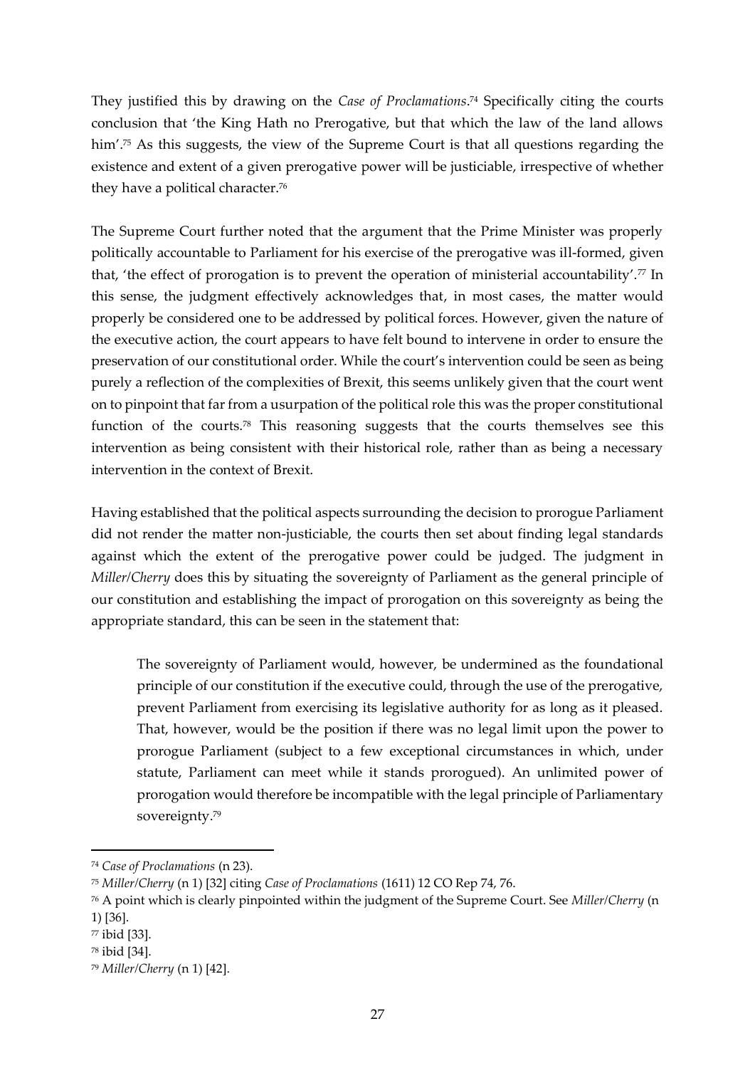They justified this by drawing on the *Case of Proclamations*.[74] Specifically citing the courts conclusion that 'the King Hath no Prerogative, but that which the law of the land allows him'.[75] As this suggests, the view of the Supreme Court is that all questions regarding the existence and extent of a given prerogative power will be justiciable, irrespective of whether they have a political character.[76]

The Supreme Court further noted that the argument that the Prime Minister was properly politically accountable to Parliament for his exercise of the prerogative was ill-formed, given that, 'the effect of prorogation is to prevent the operation of ministerial accountability'.[77] In this sense, the judgment effectively acknowledges that, in most cases, the matter would properly be considered one to be addressed by political forces. However, given the nature of the executive action, the court appears to have felt bound to intervene in order to ensure the preservation of our constitutional order. While the court's intervention could be seen as being purely a reflection of the complexities of Brexit, this seems unlikely given that the court went on to pinpoint that far from a usurpation of the political role this was the proper constitutional function of the courts.[78] This reasoning suggests that the courts themselves see this intervention as being consistent with their historical role, rather than as being a necessary intervention in the context of Brexit.

Having established that the political aspects surrounding the decision to prorogue Parliament did not render the matter non-justiciable, the courts then set about finding legal standards against which the extent of the prerogative power could be judged. The judgment in *Miller/Cherry* does this by situating the sovereignty of Parliament as the general principle of our constitution and establishing the impact of prorogation on this sovereignty as being the appropriate standard, this can be seen in the statement that:

> The sovereignty of Parliament would, however, be undermined as the foundational principle of our constitution if the executive could, through the use of the prerogative, prevent Parliament from exercising its legislative authority for as long as it pleased. That, however, would be the position if there was no legal limit upon the power to prorogue Parliament (subject to a few exceptional circumstances in which, under statute, Parliament can meet while it stands prorogued). An unlimited power of prorogation would therefore be incompatible with the legal principle of Parliamentary sovereignty.[79]

---

[74] *Case of Proclamations* (n 23).

[75] *Miller/Cherry* (n 1) [32] citing *Case of Proclamations* (1611) 12 CO Rep 74, 76.

[76] A point which is clearly pinpointed within the judgment of the Supreme Court. See *Miller/Cherry* (n 1) [36].

[77] ibid [33].

[78] ibid [34].

[79] *Miller/Cherry* (n 1) [42].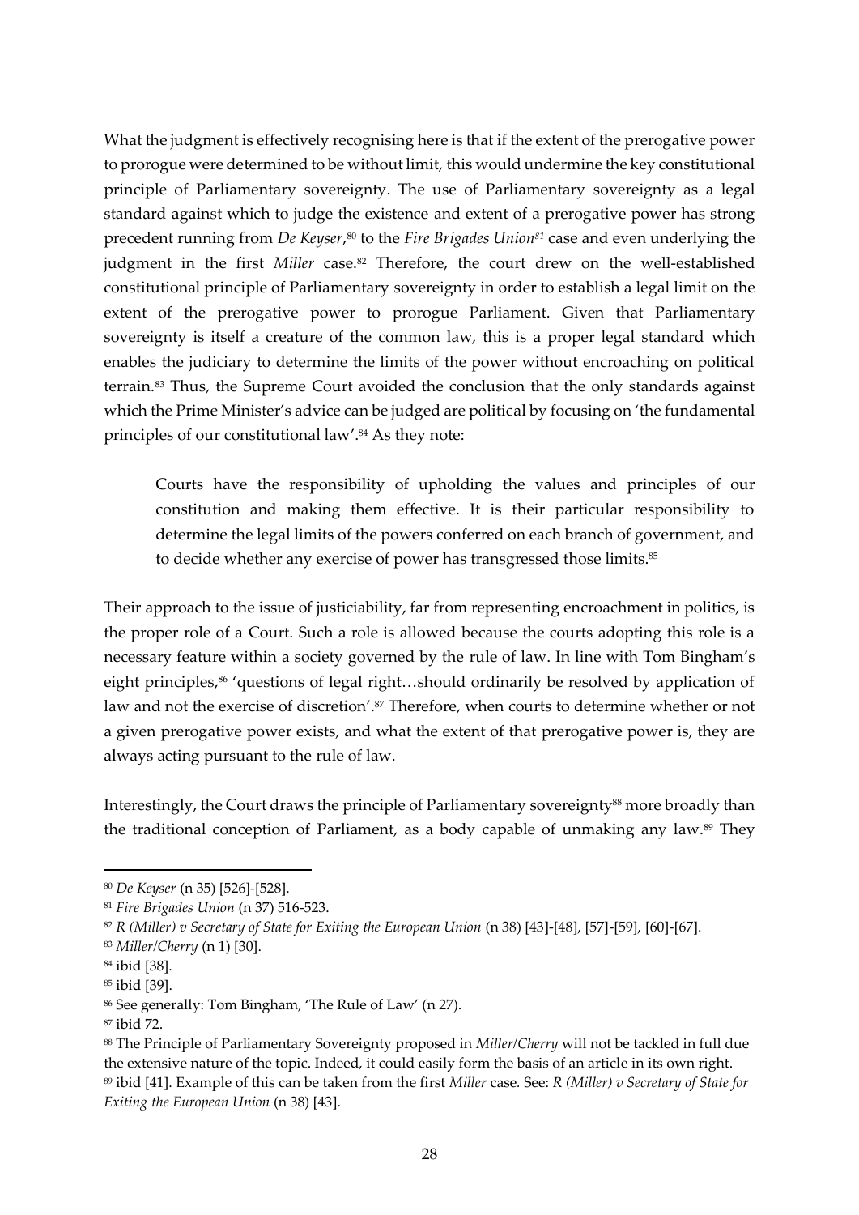What the judgment is effectively recognising here is that if the extent of the prerogative power to prorogue were determined to be without limit, this would undermine the key constitutional principle of Parliamentary sovereignty. The use of Parliamentary sovereignty as a legal standard against which to judge the existence and extent of a prerogative power has strong precedent running from *De Keyser*,[80] to the *Fire Brigades Union*[81] case and even underlying the judgment in the first *Miller* case.[82] Therefore, the court drew on the well-established constitutional principle of Parliamentary sovereignty in order to establish a legal limit on the extent of the prerogative power to prorogue Parliament. Given that Parliamentary sovereignty is itself a creature of the common law, this is a proper legal standard which enables the judiciary to determine the limits of the power without encroaching on political terrain.[83] Thus, the Supreme Court avoided the conclusion that the only standards against which the Prime Minister's advice can be judged are political by focusing on 'the fundamental principles of our constitutional law'.[84] As they note:

> Courts have the responsibility of upholding the values and principles of our constitution and making them effective. It is their particular responsibility to determine the legal limits of the powers conferred on each branch of government, and to decide whether any exercise of power has transgressed those limits.[85]

Their approach to the issue of justiciability, far from representing encroachment in politics, is the proper role of a Court. Such a role is allowed because the courts adopting this role is a necessary feature within a society governed by the rule of law. In line with Tom Bingham's eight principles,[86] 'questions of legal right…should ordinarily be resolved by application of law and not the exercise of discretion'.[87] Therefore, when courts to determine whether or not a given prerogative power exists, and what the extent of that prerogative power is, they are always acting pursuant to the rule of law.

Interestingly, the Court draws the principle of Parliamentary sovereignty[88] more broadly than the traditional conception of Parliament, as a body capable of unmaking any law.[89] They

---

[80] *De Keyser* (n 35) [526]-[528].

[81] *Fire Brigades Union* (n 37) 516-523.

[82] *R (Miller) v Secretary of State for Exiting the European Union* (n 38) [43]-[48], [57]-[59], [60]-[67].

[83] *Miller/Cherry* (n 1) [30].

[84] ibid [38].

[85] ibid [39].

[86] See generally: Tom Bingham, 'The Rule of Law' (n 27).

[87] ibid 72.

[88] The Principle of Parliamentary Sovereignty proposed in *Miller/Cherry* will not be tackled in full due the extensive nature of the topic. Indeed, it could easily form the basis of an article in its own right.

[89] ibid [41]. Example of this can be taken from the first *Miller* case. See: *R (Miller) v Secretary of State for Exiting the European Union* (n 38) [43].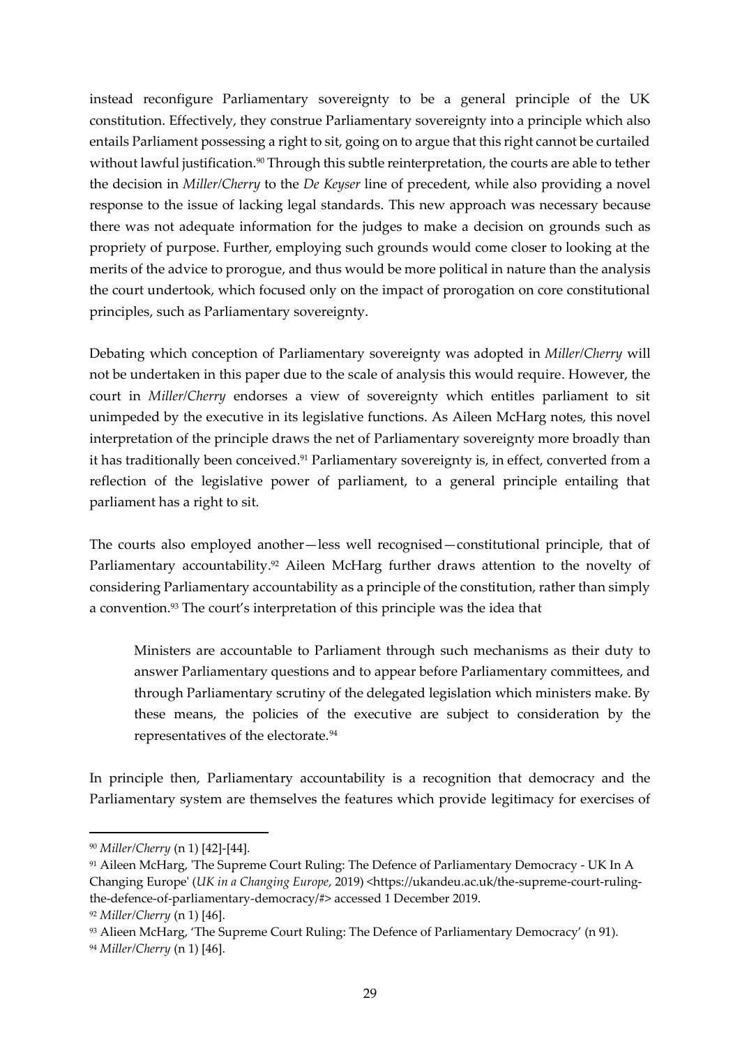instead reconfigure Parliamentary sovereignty to be a general principle of the UK constitution. Effectively, they construe Parliamentary sovereignty into a principle which also entails Parliament possessing a right to sit, going on to argue that this right cannot be curtailed without lawful justification.[90] Through this subtle reinterpretation, the courts are able to tether the decision in *Miller/Cherry* to the *De Keyser* line of precedent, while also providing a novel response to the issue of lacking legal standards. This new approach was necessary because there was not adequate information for the judges to make a decision on grounds such as propriety of purpose. Further, employing such grounds would come closer to looking at the merits of the advice to prorogue, and thus would be more political in nature than the analysis the court undertook, which focused only on the impact of prorogation on core constitutional principles, such as Parliamentary sovereignty.

Debating which conception of Parliamentary sovereignty was adopted in *Miller/Cherry* will not be undertaken in this paper due to the scale of analysis this would require. However, the court in *Miller/Cherry* endorses a view of sovereignty which entitles parliament to sit unimpeded by the executive in its legislative functions. As Aileen McHarg notes, this novel interpretation of the principle draws the net of Parliamentary sovereignty more broadly than it has traditionally been conceived.[91] Parliamentary sovereignty is, in effect, converted from a reflection of the legislative power of parliament, to a general principle entailing that parliament has a right to sit.

The courts also employed another—less well recognised—constitutional principle, that of Parliamentary accountability.[92] Aileen McHarg further draws attention to the novelty of considering Parliamentary accountability as a principle of the constitution, rather than simply a convention.[93] The court's interpretation of this principle was the idea that

> Ministers are accountable to Parliament through such mechanisms as their duty to answer Parliamentary questions and to appear before Parliamentary committees, and through Parliamentary scrutiny of the delegated legislation which ministers make. By these means, the policies of the executive are subject to consideration by the representatives of the electorate.[94]

In principle then, Parliamentary accountability is a recognition that democracy and the Parliamentary system are themselves the features which provide legitimacy for exercises of

---

[90] *Miller/Cherry* (n 1) [42]-[44].

[91] Aileen McHarg, 'The Supreme Court Ruling: The Defence of Parliamentary Democracy - UK In A Changing Europe' (*UK in a Changing Europe*, 2019) <https://ukandeu.ac.uk/the-supreme-court-ruling-the-defence-of-parliamentary-democracy/#> accessed 1 December 2019.

[92] *Miller/Cherry* (n 1) [46].

[93] Alieen McHarg, 'The Supreme Court Ruling: The Defence of Parliamentary Democracy' (n 91).

[94] *Miller/Cherry* (n 1) [46].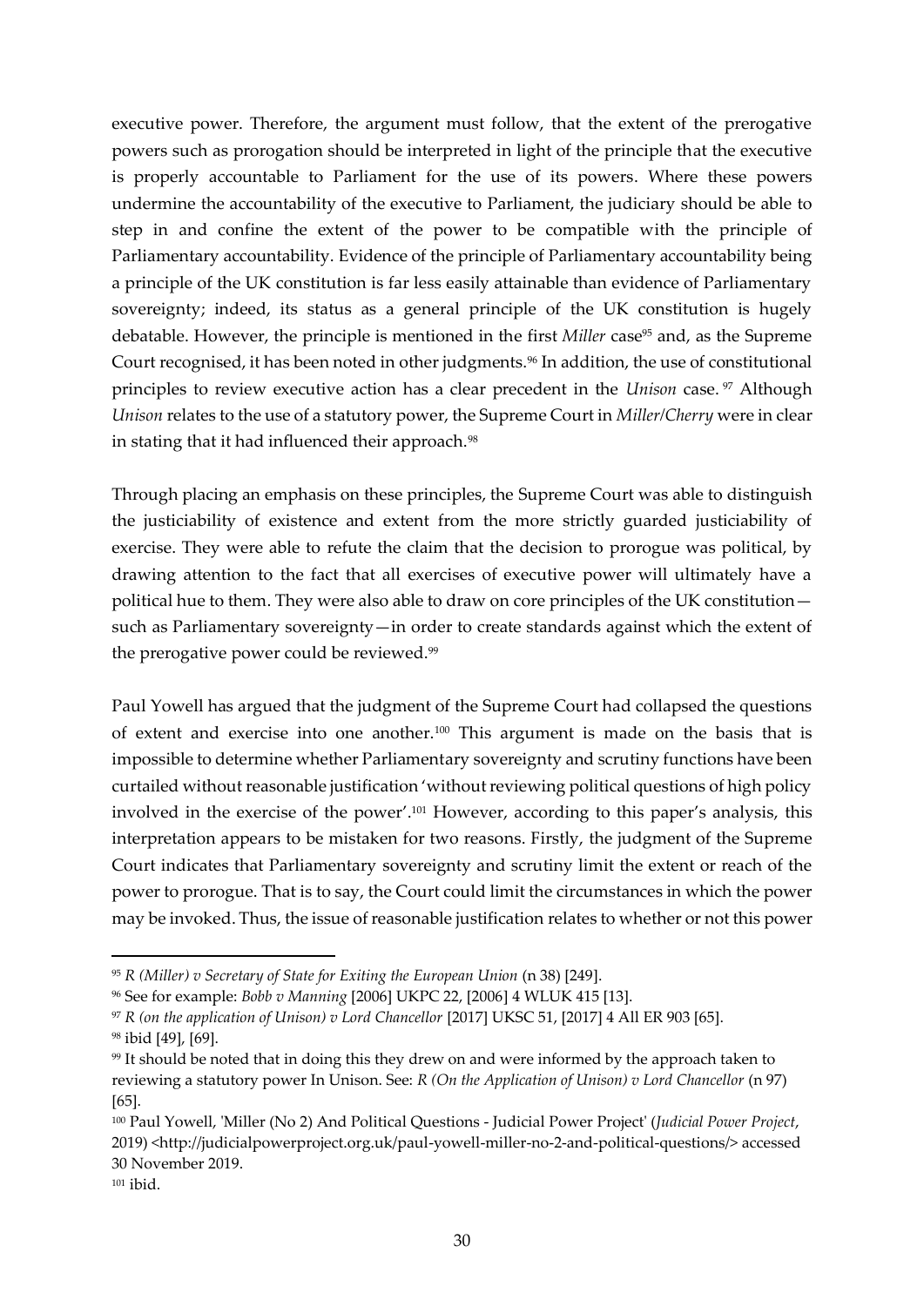executive power. Therefore, the argument must follow, that the extent of the prerogative powers such as prorogation should be interpreted in light of the principle that the executive is properly accountable to Parliament for the use of its powers. Where these powers undermine the accountability of the executive to Parliament, the judiciary should be able to step in and confine the extent of the power to be compatible with the principle of Parliamentary accountability. Evidence of the principle of Parliamentary accountability being a principle of the UK constitution is far less easily attainable than evidence of Parliamentary sovereignty; indeed, its status as a general principle of the UK constitution is hugely debatable. However, the principle is mentioned in the first *Miller* case[95] and, as the Supreme Court recognised, it has been noted in other judgments.[96] In addition, the use of constitutional principles to review executive action has a clear precedent in the *Unison* case.[97] Although *Unison* relates to the use of a statutory power, the Supreme Court in *Miller/Cherry* were in clear in stating that it had influenced their approach.[98]

Through placing an emphasis on these principles, the Supreme Court was able to distinguish the justiciability of existence and extent from the more strictly guarded justiciability of exercise. They were able to refute the claim that the decision to prorogue was political, by drawing attention to the fact that all exercises of executive power will ultimately have a political hue to them. They were also able to draw on core principles of the UK constitution—such as Parliamentary sovereignty—in order to create standards against which the extent of the prerogative power could be reviewed.[99]

Paul Yowell has argued that the judgment of the Supreme Court had collapsed the questions of extent and exercise into one another.[100] This argument is made on the basis that is impossible to determine whether Parliamentary sovereignty and scrutiny functions have been curtailed without reasonable justification 'without reviewing political questions of high policy involved in the exercise of the power'.[101] However, according to this paper's analysis, this interpretation appears to be mistaken for two reasons. Firstly, the judgment of the Supreme Court indicates that Parliamentary sovereignty and scrutiny limit the extent or reach of the power to prorogue. That is to say, the Court could limit the circumstances in which the power may be invoked. Thus, the issue of reasonable justification relates to whether or not this power

---

[95] *R (Miller) v Secretary of State for Exiting the European Union* (n 38) [249].

[96] See for example: *Bobb v Manning* [2006] UKPC 22, [2006] 4 WLUK 415 [13].

[97] *R (on the application of Unison) v Lord Chancellor* [2017] UKSC 51, [2017] 4 All ER 903 [65].

[98] ibid [49], [69].

[99] It should be noted that in doing this they drew on and were informed by the approach taken to reviewing a statutory power In Unison. See: *R (On the Application of Unison) v Lord Chancellor* (n 97) [65].

[100] Paul Yowell, 'Miller (No 2) And Political Questions - Judicial Power Project' (*Judicial Power Project*, 2019) <http://judicialpowerproject.org.uk/paul-yowell-miller-no-2-and-political-questions/> accessed 30 November 2019.

[101] ibid.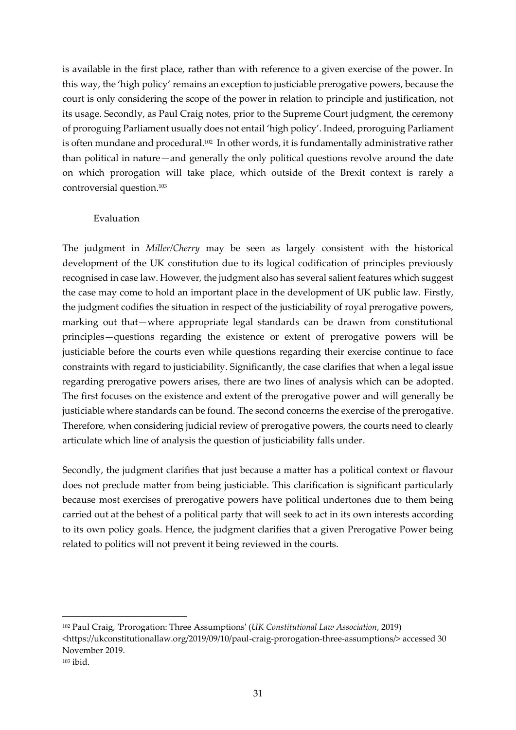is available in the first place, rather than with reference to a given exercise of the power. In this way, the 'high policy' remains an exception to justiciable prerogative powers, because the court is only considering the scope of the power in relation to principle and justification, not its usage. Secondly, as Paul Craig notes, prior to the Supreme Court judgment, the ceremony of proroguing Parliament usually does not entail 'high policy'. Indeed, proroguing Parliament is often mundane and procedural.[102] In other words, it is fundamentally administrative rather than political in nature—and generally the only political questions revolve around the date on which prorogation will take place, which outside of the Brexit context is rarely a controversial question.[103]

## Evaluation

The judgment in *Miller/Cherry* may be seen as largely consistent with the historical development of the UK constitution due to its logical codification of principles previously recognised in case law. However, the judgment also has several salient features which suggest the case may come to hold an important place in the development of UK public law. Firstly, the judgment codifies the situation in respect of the justiciability of royal prerogative powers, marking out that—where appropriate legal standards can be drawn from constitutional principles—questions regarding the existence or extent of prerogative powers will be justiciable before the courts even while questions regarding their exercise continue to face constraints with regard to justiciability. Significantly, the case clarifies that when a legal issue regarding prerogative powers arises, there are two lines of analysis which can be adopted. The first focuses on the existence and extent of the prerogative power and will generally be justiciable where standards can be found. The second concerns the exercise of the prerogative. Therefore, when considering judicial review of prerogative powers, the courts need to clearly articulate which line of analysis the question of justiciability falls under.

Secondly, the judgment clarifies that just because a matter has a political context or flavour does not preclude matter from being justiciable. This clarification is significant particularly because most exercises of prerogative powers have political undertones due to them being carried out at the behest of a political party that will seek to act in its own interests according to its own policy goals. Hence, the judgment clarifies that a given Prerogative Power being related to politics will not prevent it being reviewed in the courts.

---

[102] Paul Craig, 'Prorogation: Three Assumptions' (*UK Constitutional Law Association*, 2019) <https://ukconstitutionallaw.org/2019/09/10/paul-craig-prorogation-three-assumptions/> accessed 30 November 2019.

[103] ibid.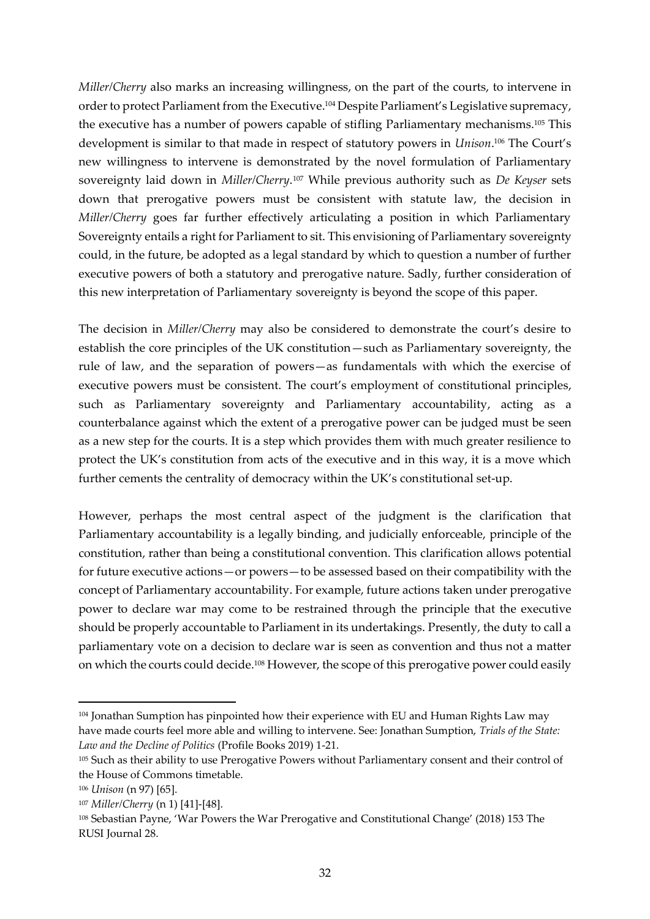*Miller/Cherry* also marks an increasing willingness, on the part of the courts, to intervene in order to protect Parliament from the Executive.[104] Despite Parliament's Legislative supremacy, the executive has a number of powers capable of stifling Parliamentary mechanisms.[105] This development is similar to that made in respect of statutory powers in *Unison*.[106] The Court's new willingness to intervene is demonstrated by the novel formulation of Parliamentary sovereignty laid down in *Miller/Cherry*.[107] While previous authority such as *De Keyser* sets down that prerogative powers must be consistent with statute law, the decision in *Miller/Cherry* goes far further effectively articulating a position in which Parliamentary Sovereignty entails a right for Parliament to sit. This envisioning of Parliamentary sovereignty could, in the future, be adopted as a legal standard by which to question a number of further executive powers of both a statutory and prerogative nature. Sadly, further consideration of this new interpretation of Parliamentary sovereignty is beyond the scope of this paper.

The decision in *Miller/Cherry* may also be considered to demonstrate the court's desire to establish the core principles of the UK constitution—such as Parliamentary sovereignty, the rule of law, and the separation of powers—as fundamentals with which the exercise of executive powers must be consistent. The court's employment of constitutional principles, such as Parliamentary sovereignty and Parliamentary accountability, acting as a counterbalance against which the extent of a prerogative power can be judged must be seen as a new step for the courts. It is a step which provides them with much greater resilience to protect the UK's constitution from acts of the executive and in this way, it is a move which further cements the centrality of democracy within the UK's constitutional set-up.

However, perhaps the most central aspect of the judgment is the clarification that Parliamentary accountability is a legally binding, and judicially enforceable, principle of the constitution, rather than being a constitutional convention. This clarification allows potential for future executive actions—or powers—to be assessed based on their compatibility with the concept of Parliamentary accountability. For example, future actions taken under prerogative power to declare war may come to be restrained through the principle that the executive should be properly accountable to Parliament in its undertakings. Presently, the duty to call a parliamentary vote on a decision to declare war is seen as convention and thus not a matter on which the courts could decide.[108] However, the scope of this prerogative power could easily

---

[104] Jonathan Sumption has pinpointed how their experience with EU and Human Rights Law may have made courts feel more able and willing to intervene. See: Jonathan Sumption, *Trials of the State: Law and the Decline of Politics* (Profile Books 2019) 1-21.

[105] Such as their ability to use Prerogative Powers without Parliamentary consent and their control of the House of Commons timetable.

[106] *Unison* (n 97) [65].

[107] *Miller/Cherry* (n 1) [41]-[48].

[108] Sebastian Payne, 'War Powers the War Prerogative and Constitutional Change' (2018) 153 The RUSI Journal 28.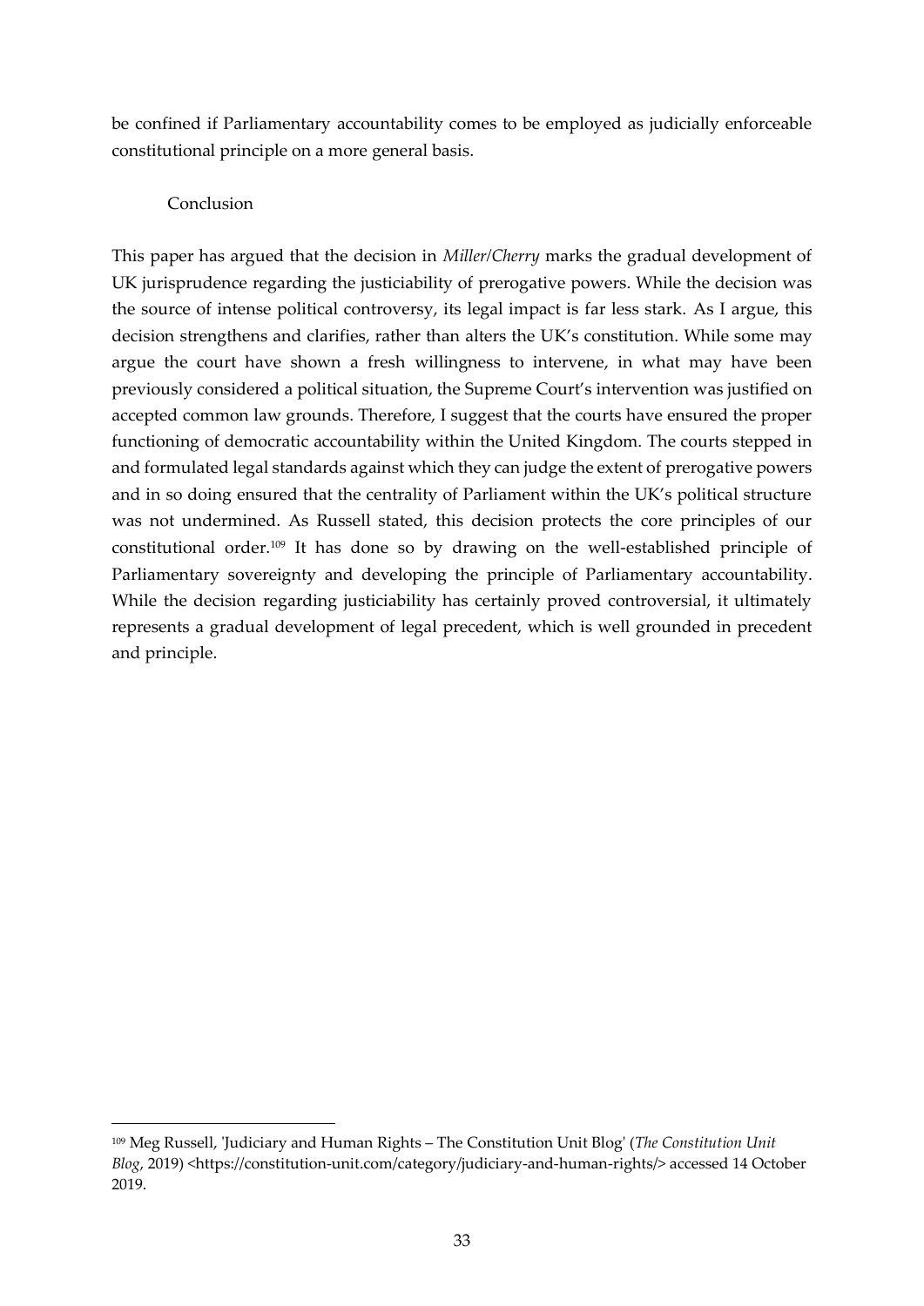be confined if Parliamentary accountability comes to be employed as judicially enforceable constitutional principle on a more general basis.

## Conclusion

This paper has argued that the decision in *Miller/Cherry* marks the gradual development of UK jurisprudence regarding the justiciability of prerogative powers. While the decision was the source of intense political controversy, its legal impact is far less stark. As I argue, this decision strengthens and clarifies, rather than alters the UK's constitution. While some may argue the court have shown a fresh willingness to intervene, in what may have been previously considered a political situation, the Supreme Court's intervention was justified on accepted common law grounds. Therefore, I suggest that the courts have ensured the proper functioning of democratic accountability within the United Kingdom. The courts stepped in and formulated legal standards against which they can judge the extent of prerogative powers and in so doing ensured that the centrality of Parliament within the UK's political structure was not undermined. As Russell stated, this decision protects the core principles of our constitutional order.[109] It has done so by drawing on the well-established principle of Parliamentary sovereignty and developing the principle of Parliamentary accountability. While the decision regarding justiciability has certainly proved controversial, it ultimately represents a gradual development of legal precedent, which is well grounded in precedent and principle.

---

[109] Meg Russell, 'Judiciary and Human Rights – The Constitution Unit Blog' (*The Constitution Unit Blog*, 2019) <https://constitution-unit.com/category/judiciary-and-human-rights/> accessed 14 October 2019.